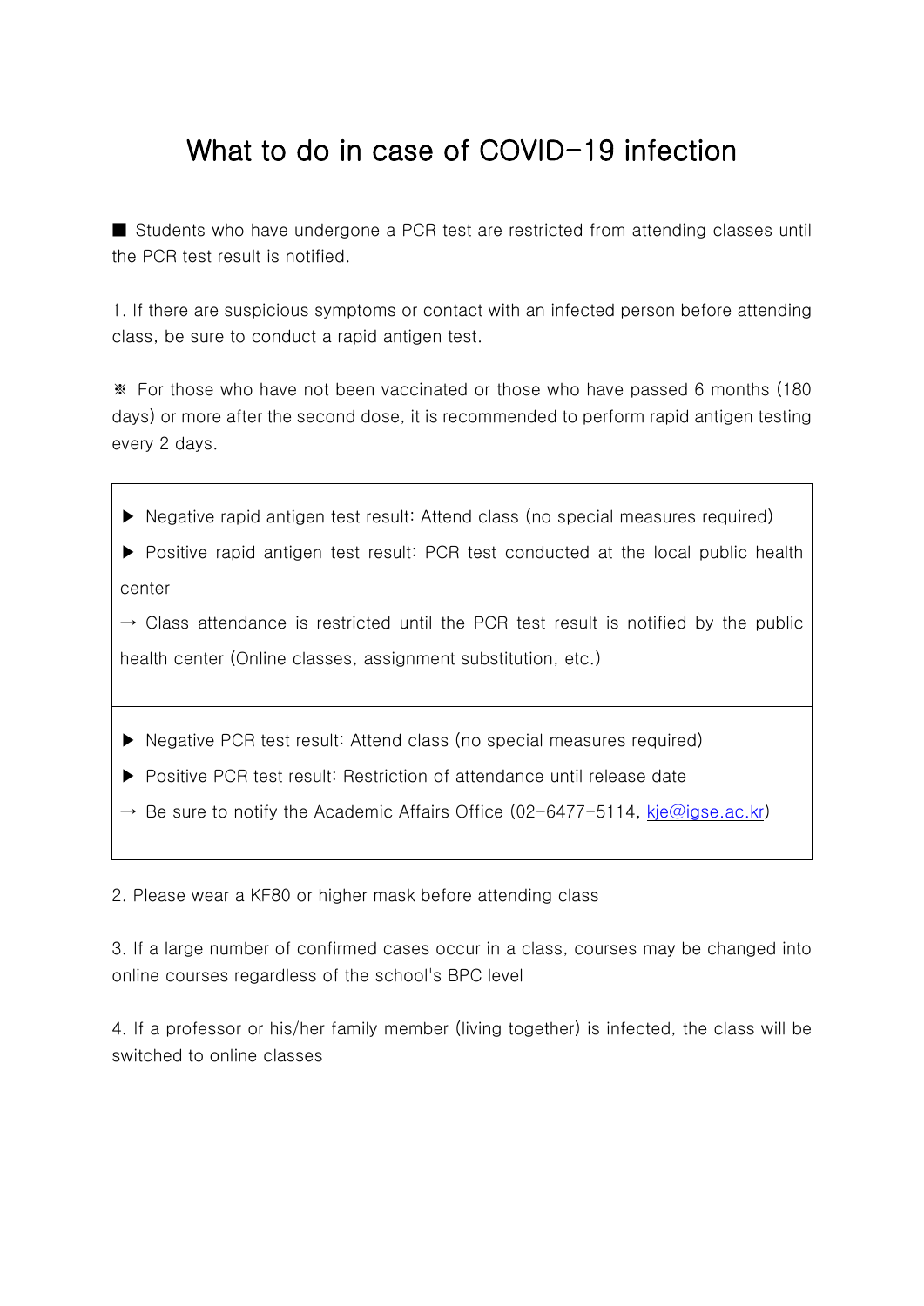# What to do in case of COVID-19 infection

■ Students who have undergone a PCR test are restricted from attending classes until the PCR test result is notified.

1. If there are suspicious symptoms or contact with an infected person before attending class, be sure to conduct a rapid antigen test.

※ For those who have not been vaccinated or those who have passed 6 months (180 days) or more after the second dose, it is recommended to perform rapid antigen testing every 2 days.

| ▶ Negative rapid antigen test result: Attend class (no special measures required)<br>▶ Positive rapid antigen test result: PCR test conducted at the local public health center<br>→ Class attendance is restricted until the PCR test result is notified by the public health center (Online classes, assignment substitution, etc.) |
|---|
| ▶ Negative PCR test result: Attend class (no special measures required)<br>▶ Positive PCR test result: Restriction of attendance until release date<br>→ Be sure to notify the Academic Affairs Office (02-6477-5114, kje@igse.ac.kr) |

2. Please wear a KF80 or higher mask before attending class

3. If a large number of confirmed cases occur in a class, courses may be changed into online courses regardless of the school's BPC level

4. If a professor or his/her family member (living together) is infected, the class will be switched to online classes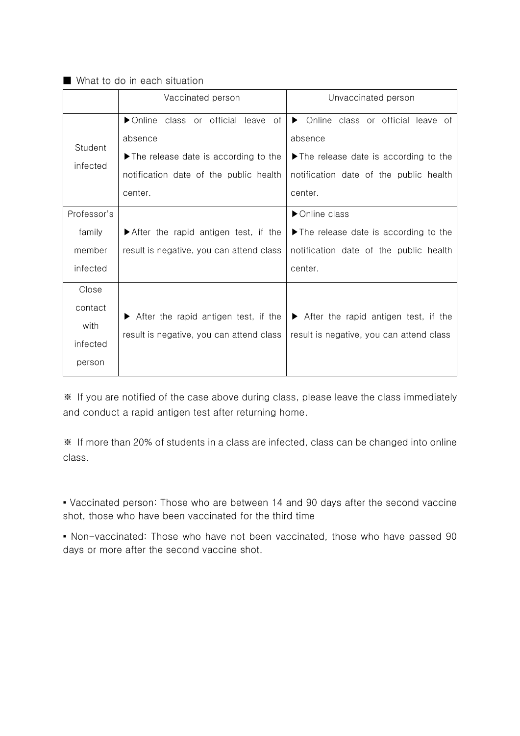■ What to do in each situation

| | Vaccinated person | Unvaccinated person |
|---|---|---|
| Student infected | ▶Online class or official leave of absence<br>▶The release date is according to the notification date of the public health center. | ▶ Online class or official leave of absence<br>▶The release date is according to the notification date of the public health center. |
| Professor's family member infected | ▶After the rapid antigen test, if the result is negative, you can attend class | ▶Online class<br>▶The release date is according to the notification date of the public health center. |
| Close contact with infected person | ▶ After the rapid antigen test, if the result is negative, you can attend class | ▶ After the rapid antigen test, if the result is negative, you can attend class |

※ If you are notified of the case above during class, please leave the class immediately and conduct a rapid antigen test after returning home.

※ If more than 20% of students in a class are infected, class can be changed into online class.

▪ Vaccinated person: Those who are between 14 and 90 days after the second vaccine shot, those who have been vaccinated for the third time

▪ Non-vaccinated: Those who have not been vaccinated, those who have passed 90 days or more after the second vaccine shot.